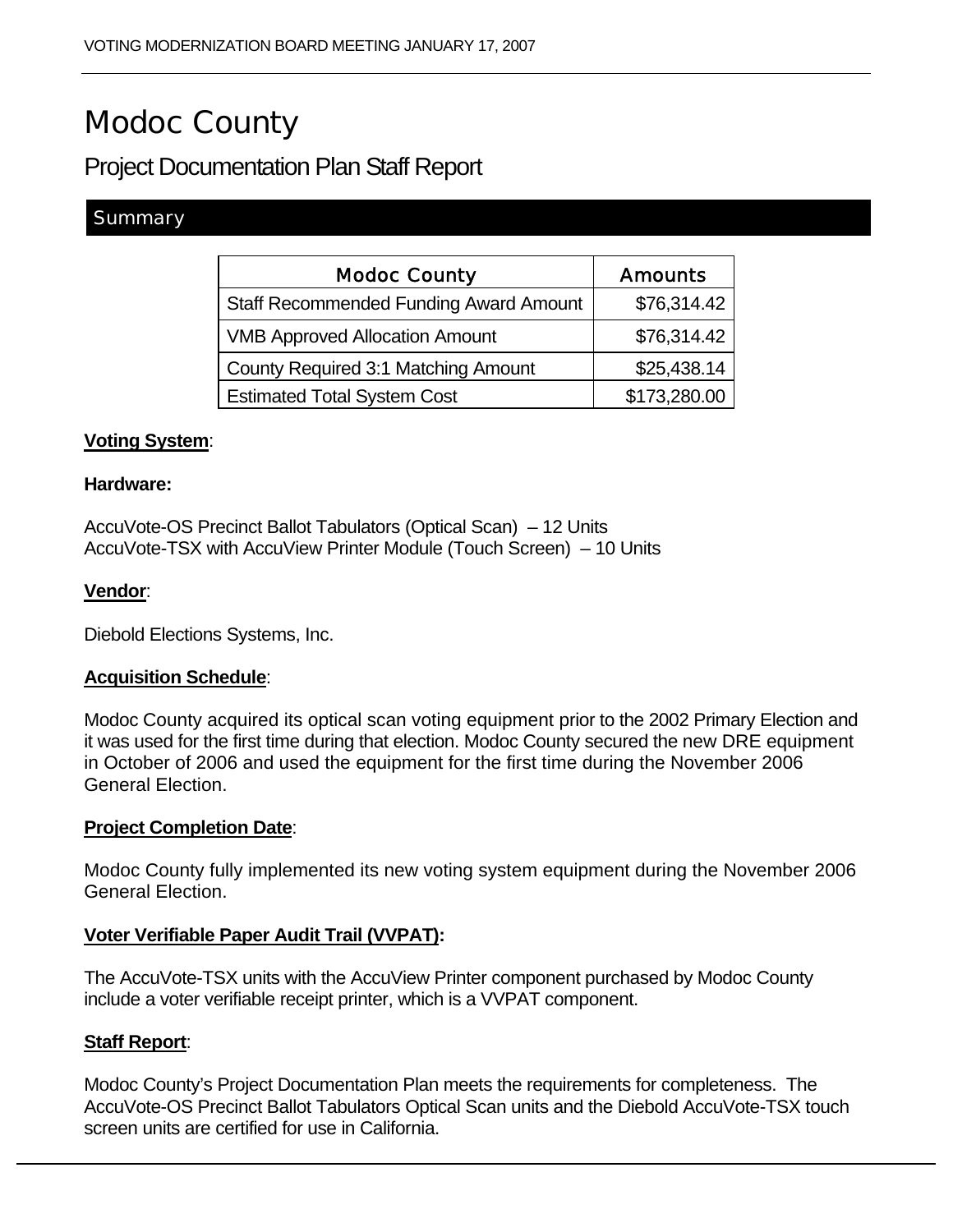# Modoc County

## Project Documentation Plan Staff Report

### Summary

| Modoc County | Amounts |
|---|---|
| Staff Recommended Funding Award Amount | $76,314.42 |
| VMB Approved Allocation Amount | $76,314.42 |
| County Required 3:1 Matching Amount | $25,438.14 |
| Estimated Total System Cost | $173,280.00 |

**Voting System**:

**Hardware:**

AccuVote-OS Precinct Ballot Tabulators (Optical Scan) – 12 Units
AccuVote-TSX with AccuView Printer Module (Touch Screen) – 10 Units

**Vendor**:

Diebold Elections Systems, Inc.

**Acquisition Schedule**:

Modoc County acquired its optical scan voting equipment prior to the 2002 Primary Election and it was used for the first time during that election. Modoc County secured the new DRE equipment in October of 2006 and used the equipment for the first time during the November 2006 General Election.

**Project Completion Date**:

Modoc County fully implemented its new voting system equipment during the November 2006 General Election.

**Voter Verifiable Paper Audit Trail (VVPAT):**

The AccuVote-TSX units with the AccuView Printer component purchased by Modoc County include a voter verifiable receipt printer, which is a VVPAT component.

**Staff Report**:

Modoc County's Project Documentation Plan meets the requirements for completeness. The AccuVote-OS Precinct Ballot Tabulators Optical Scan units and the Diebold AccuVote-TSX touch screen units are certified for use in California.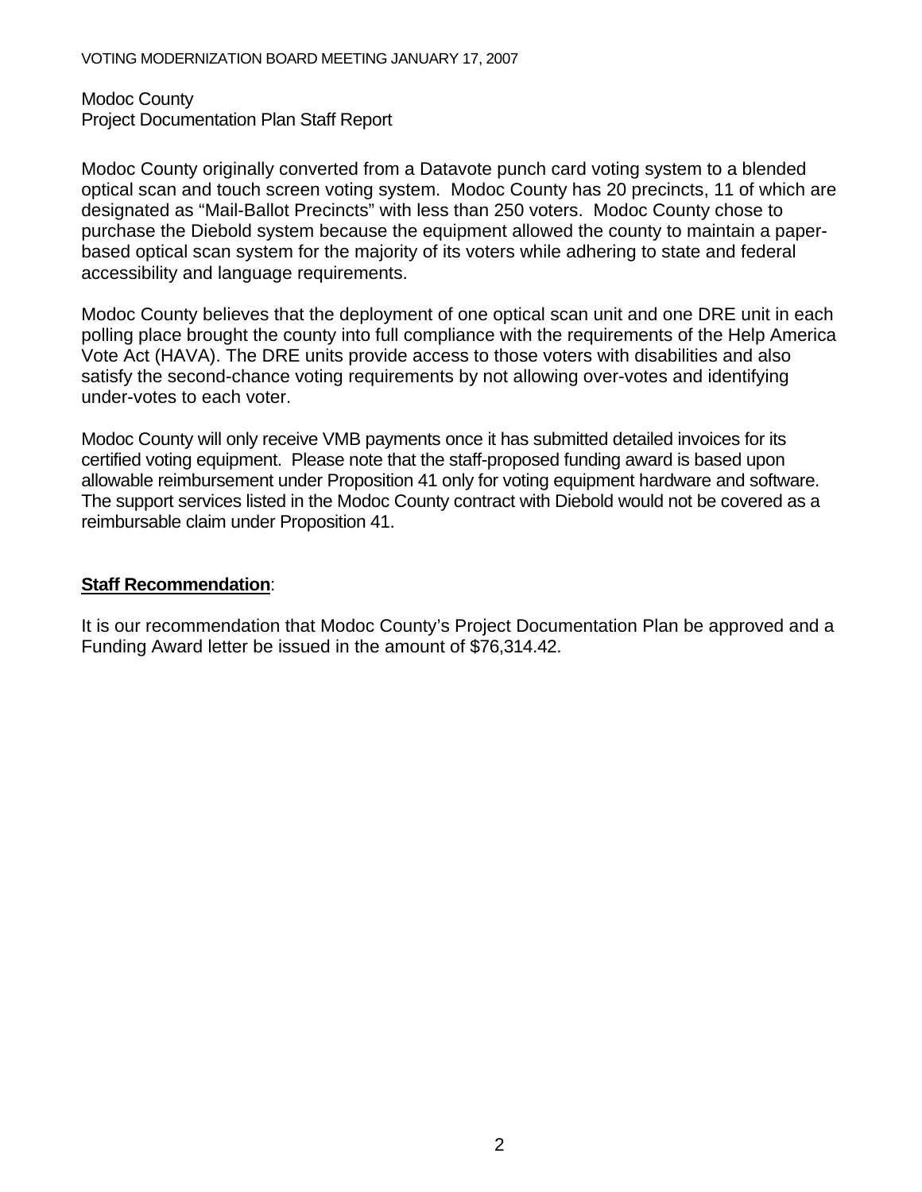Modoc County
Project Documentation Plan Staff Report

Modoc County originally converted from a Datavote punch card voting system to a blended optical scan and touch screen voting system. Modoc County has 20 precincts, 11 of which are designated as "Mail-Ballot Precincts" with less than 250 voters. Modoc County chose to purchase the Diebold system because the equipment allowed the county to maintain a paper-based optical scan system for the majority of its voters while adhering to state and federal accessibility and language requirements.

Modoc County believes that the deployment of one optical scan unit and one DRE unit in each polling place brought the county into full compliance with the requirements of the Help America Vote Act (HAVA). The DRE units provide access to those voters with disabilities and also satisfy the second-chance voting requirements by not allowing over-votes and identifying under-votes to each voter.

Modoc County will only receive VMB payments once it has submitted detailed invoices for its certified voting equipment. Please note that the staff-proposed funding award is based upon allowable reimbursement under Proposition 41 only for voting equipment hardware and software. The support services listed in the Modoc County contract with Diebold would not be covered as a reimbursable claim under Proposition 41.

**Staff Recommendation**:

It is our recommendation that Modoc County's Project Documentation Plan be approved and a Funding Award letter be issued in the amount of $76,314.42.